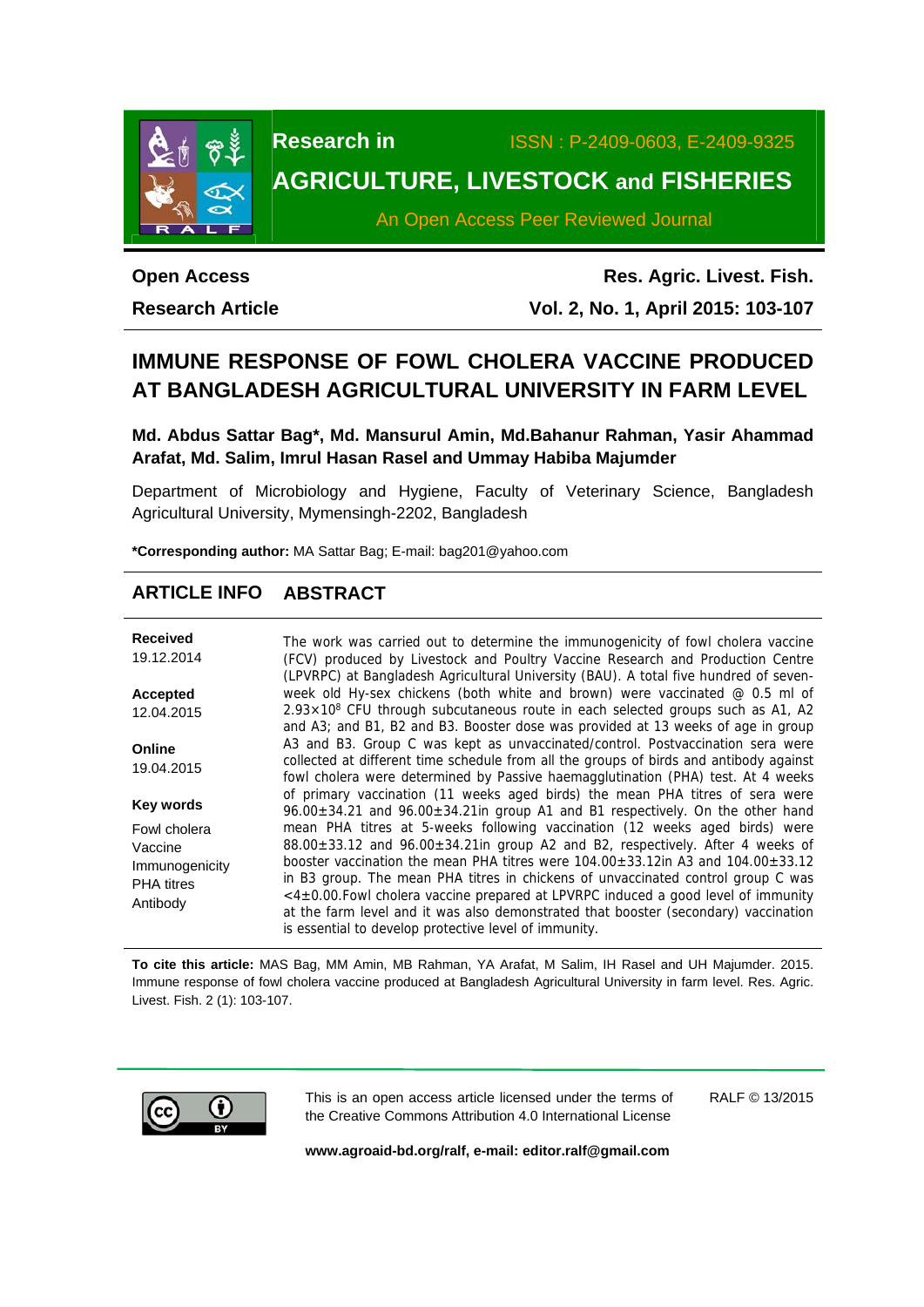Research in ISSN : P-2409-0603, E-2409-9325

**AGRICULTURE, LIVESTOCK and FISHERIES**

An Open Access Peer Reviewed Journal

**Open Access** **Res. Agric. Livest. Fish.**

**Research Article** **Vol. 2, No. 1, April 2015: 103-107**

# IMMUNE RESPONSE OF FOWL CHOLERA VACCINE PRODUCED AT BANGLADESH AGRICULTURAL UNIVERSITY IN FARM LEVEL

**Md. Abdus Sattar Bag*, Md. Mansurul Amin, Md.Bahanur Rahman, Yasir Ahammad Arafat, Md. Salim, Imrul Hasan Rasel and Ummay Habiba Majumder**

Department of Microbiology and Hygiene, Faculty of Veterinary Science, Bangladesh Agricultural University, Mymensingh-2202, Bangladesh

***Corresponding author:** MA Sattar Bag; E-mail: bag201@yahoo.com

## ARTICLE INFO

**Received**
19.12.2014

**Accepted**
12.04.2015

**Online**
19.04.2015

**Key words**
Fowl cholera
Vaccine
Immunogenicity
PHA titres
Antibody

## ABSTRACT

The work was carried out to determine the immunogenicity of fowl cholera vaccine (FCV) produced by Livestock and Poultry Vaccine Research and Production Centre (LPVRPC) at Bangladesh Agricultural University (BAU). A total five hundred of seven-week old Hy-sex chickens (both white and brown) were vaccinated @ 0.5 ml of $2.93\times10^8$ CFU through subcutaneous route in each selected groups such as A1, A2 and A3; and B1, B2 and B3. Booster dose was provided at 13 weeks of age in group A3 and B3. Group C was kept as unvaccinated/control. Postvaccination sera were collected at different time schedule from all the groups of birds and antibody against fowl cholera were determined by Passive haemagglutination (PHA) test. At 4 weeks of primary vaccination (11 weeks aged birds) the mean PHA titres of sera were 96.00±34.21 and 96.00±34.21in group A1 and B1 respectively. On the other hand mean PHA titres at 5-weeks following vaccination (12 weeks aged birds) were 88.00±33.12 and 96.00±34.21in group A2 and B2, respectively. After 4 weeks of booster vaccination the mean PHA titres were 104.00±33.12in A3 and 104.00±33.12 in B3 group. The mean PHA titres in chickens of unvaccinated control group C was <4±0.00.Fowl cholera vaccine prepared at LPVRPC induced a good level of immunity at the farm level and it was also demonstrated that booster (secondary) vaccination is essential to develop protective level of immunity.

**To cite this article:** MAS Bag, MM Amin, MB Rahman, YA Arafat, M Salim, IH Rasel and UH Majumder. 2015. Immune response of fowl cholera vaccine produced at Bangladesh Agricultural University in farm level. Res. Agric. Livest. Fish. 2 (1): 103-107.

This is an open access article licensed under the terms of the Creative Commons Attribution 4.0 International License

RALF © 13/2015

**www.agroaid-bd.org/ralf, e-mail: editor.ralf@gmail.com**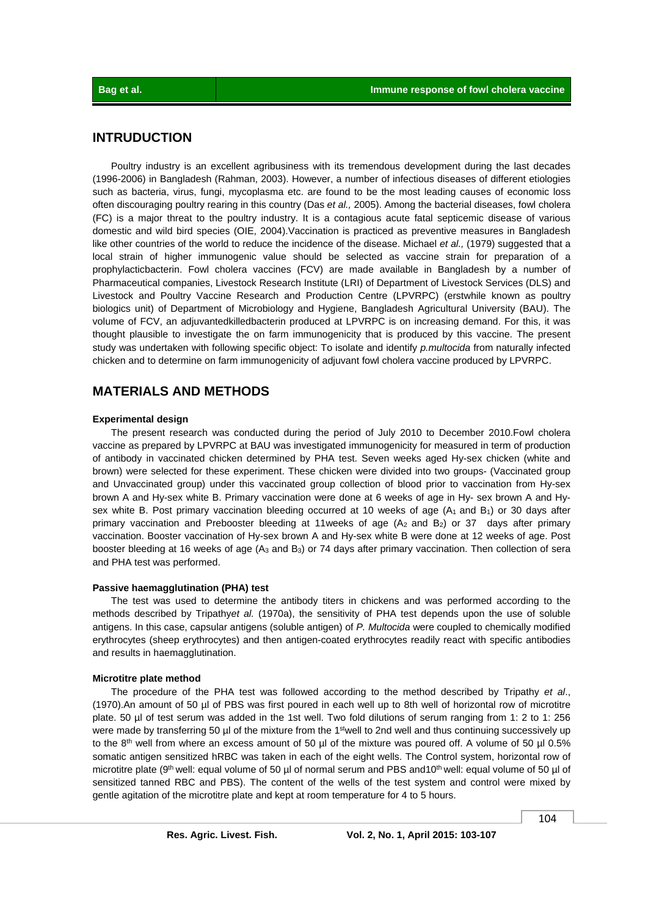## INTRUDUCTION

Poultry industry is an excellent agribusiness with its tremendous development during the last decades (1996-2006) in Bangladesh (Rahman, 2003). However, a number of infectious diseases of different etiologies such as bacteria, virus, fungi, mycoplasma etc. are found to be the most leading causes of economic loss often discouraging poultry rearing in this country (Das *et al.,* 2005). Among the bacterial diseases, fowl cholera (FC) is a major threat to the poultry industry. It is a contagious acute fatal septicemic disease of various domestic and wild bird species (OIE, 2004).Vaccination is practiced as preventive measures in Bangladesh like other countries of the world to reduce the incidence of the disease. Michael *et al.,* (1979) suggested that a local strain of higher immunogenic value should be selected as vaccine strain for preparation of a prophylacticbacterin. Fowl cholera vaccines (FCV) are made available in Bangladesh by a number of Pharmaceutical companies, Livestock Research Institute (LRI) of Department of Livestock Services (DLS) and Livestock and Poultry Vaccine Research and Production Centre (LPVRPC) (erstwhile known as poultry biologics unit) of Department of Microbiology and Hygiene, Bangladesh Agricultural University (BAU). The volume of FCV, an adjuvantedkilledbacterin produced at LPVRPC is on increasing demand. For this, it was thought plausible to investigate the on farm immunogenicity that is produced by this vaccine. The present study was undertaken with following specific object: To isolate and identify *p.multocida* from naturally infected chicken and to determine on farm immunogenicity of adjuvant fowl cholera vaccine produced by LPVRPC.

## MATERIALS AND METHODS

### Experimental design

The present research was conducted during the period of July 2010 to December 2010.Fowl cholera vaccine as prepared by LPVRPC at BAU was investigated immunogenicity for measured in term of production of antibody in vaccinated chicken determined by PHA test. Seven weeks aged Hy-sex chicken (white and brown) were selected for these experiment. These chicken were divided into two groups- (Vaccinated group and Unvaccinated group) under this vaccinated group collection of blood prior to vaccination from Hy-sex brown A and Hy-sex white B. Primary vaccination were done at 6 weeks of age in Hy- sex brown A and Hy-sex white B. Post primary vaccination bleeding occurred at 10 weeks of age ($A_1$ and $B_1$) or 30 days after primary vaccination and Prebooster bleeding at 11weeks of age ($A_2$ and $B_2$) or 37 days after primary vaccination. Booster vaccination of Hy-sex brown A and Hy-sex white B were done at 12 weeks of age. Post booster bleeding at 16 weeks of age ($A_3$ and $B_3$) or 74 days after primary vaccination. Then collection of sera and PHA test was performed.

### Passive haemagglutination (PHA) test

The test was used to determine the antibody titers in chickens and was performed according to the methods described by Tripathy*et al.* (1970a), the sensitivity of PHA test depends upon the use of soluble antigens. In this case, capsular antigens (soluble antigen) of *P. Multocida* were coupled to chemically modified erythrocytes (sheep erythrocytes) and then antigen-coated erythrocytes readily react with specific antibodies and results in haemagglutination.

### Microtitre plate method

The procedure of the PHA test was followed according to the method described by Tripathy *et al*., (1970).An amount of 50 µl of PBS was first poured in each well up to 8th well of horizontal row of microtitre plate. 50 µl of test serum was added in the 1st well. Two fold dilutions of serum ranging from 1: 2 to 1: 256 were made by transferring 50 µl of the mixture from the 1stwell to 2nd well and thus continuing successively up to the 8th well from where an excess amount of 50 µl of the mixture was poured off. A volume of 50 µl 0.5% somatic antigen sensitized hRBC was taken in each of the eight wells. The Control system, horizontal row of microtitre plate (9th well: equal volume of 50 µl of normal serum and PBS and10th well: equal volume of 50 µl of sensitized tanned RBC and PBS). The content of the wells of the test system and control were mixed by gentle agitation of the microtitre plate and kept at room temperature for 4 to 5 hours.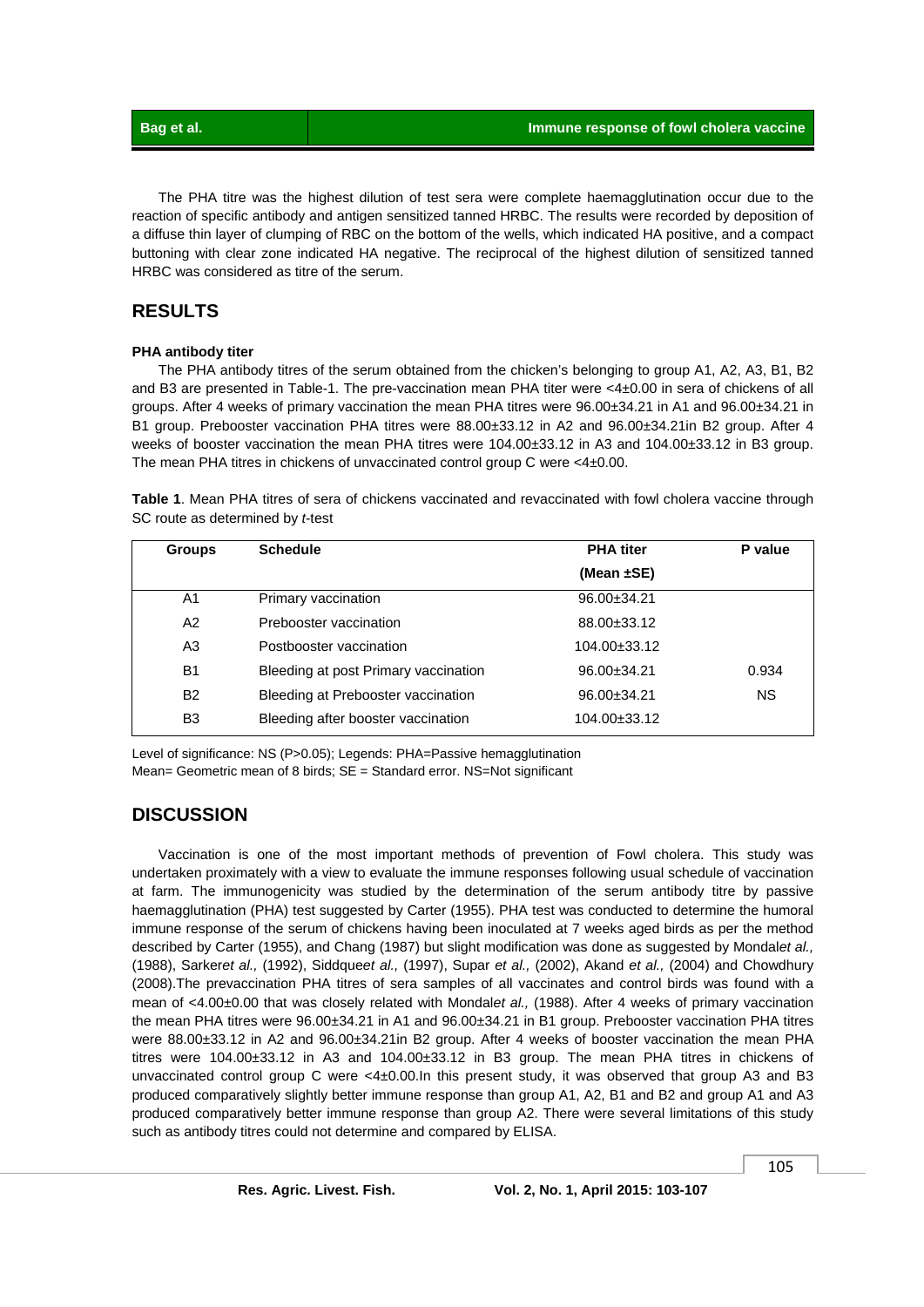The PHA titre was the highest dilution of test sera were complete haemagglutination occur due to the reaction of specific antibody and antigen sensitized tanned HRBC. The results were recorded by deposition of a diffuse thin layer of clumping of RBC on the bottom of the wells, which indicated HA positive, and a compact buttoning with clear zone indicated HA negative. The reciprocal of the highest dilution of sensitized tanned HRBC was considered as titre of the serum.

## RESULTS

**PHA antibody titer**

The PHA antibody titres of the serum obtained from the chicken's belonging to group A1, A2, A3, B1, B2 and B3 are presented in Table-1. The pre-vaccination mean PHA titer were <4±0.00 in sera of chickens of all groups. After 4 weeks of primary vaccination the mean PHA titres were 96.00±34.21 in A1 and 96.00±34.21 in B1 group. Prebooster vaccination PHA titres were 88.00±33.12 in A2 and 96.00±34.21in B2 group. After 4 weeks of booster vaccination the mean PHA titres were 104.00±33.12 in A3 and 104.00±33.12 in B3 group. The mean PHA titres in chickens of unvaccinated control group C were <4±0.00.

**Table 1**. Mean PHA titres of sera of chickens vaccinated and revaccinated with fowl cholera vaccine through SC route as determined by *t*-test

| Groups | Schedule | PHA titer (Mean ±SE) | P value |
|---|---|---|---|
| A1 | Primary vaccination | 96.00±34.21 | |
| A2 | Prebooster vaccination | 88.00±33.12 | |
| A3 | Postbooster vaccination | 104.00±33.12 | |
| B1 | Bleeding at post Primary vaccination | 96.00±34.21 | 0.934 |
| B2 | Bleeding at Prebooster vaccination | 96.00±34.21 | NS |
| B3 | Bleeding after booster vaccination | 104.00±33.12 | |

Level of significance: NS (P>0.05); Legends: PHA=Passive hemagglutination
Mean= Geometric mean of 8 birds; SE = Standard error. NS=Not significant

## DISCUSSION

Vaccination is one of the most important methods of prevention of Fowl cholera. This study was undertaken proximately with a view to evaluate the immune responses following usual schedule of vaccination at farm. The immunogenicity was studied by the determination of the serum antibody titre by passive haemagglutination (PHA) test suggested by Carter (1955). PHA test was conducted to determine the humoral immune response of the serum of chickens having been inoculated at 7 weeks aged birds as per the method described by Carter (1955), and Chang (1987) but slight modification was done as suggested by Mondal*et al.,* (1988), Sarker*et al.,* (1992), Siddque*et al.,* (1997), Supar *et al.,* (2002), Akand *et al.,* (2004) and Chowdhury (2008).The prevaccination PHA titres of sera samples of all vaccinates and control birds was found with a mean of <4.00±0.00 that was closely related with Mondal*et al.,* (1988). After 4 weeks of primary vaccination the mean PHA titres were 96.00±34.21 in A1 and 96.00±34.21 in B1 group. Prebooster vaccination PHA titres were 88.00±33.12 in A2 and 96.00±34.21in B2 group. After 4 weeks of booster vaccination the mean PHA titres were 104.00±33.12 in A3 and 104.00±33.12 in B3 group. The mean PHA titres in chickens of unvaccinated control group C were <4±0.00.In this present study, it was observed that group A3 and B3 produced comparatively slightly better immune response than group A1, A2, B1 and B2 and group A1 and A3 produced comparatively better immune response than group A2. There were several limitations of this study such as antibody titres could not determine and compared by ELISA.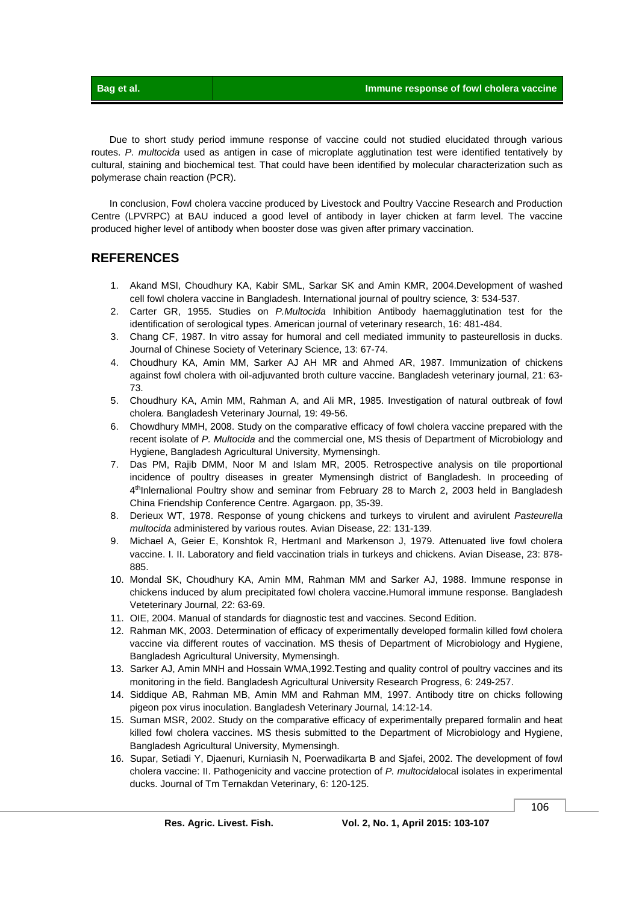Due to short study period immune response of vaccine could not studied elucidated through various routes. *P. multocida* used as antigen in case of microplate agglutination test were identified tentatively by cultural, staining and biochemical test. That could have been identified by molecular characterization such as polymerase chain reaction (PCR).

In conclusion, Fowl cholera vaccine produced by Livestock and Poultry Vaccine Research and Production Centre (LPVRPC) at BAU induced a good level of antibody in layer chicken at farm level. The vaccine produced higher level of antibody when booster dose was given after primary vaccination.

## REFERENCES

1. Akand MSI, Choudhury KA, Kabir SML, Sarkar SK and Amin KMR, 2004.Development of washed cell fowl cholera vaccine in Bangladesh. International journal of poultry science*,* 3: 534-537.
2. Carter GR, 1955. Studies on *P.Multocida* Inhibition Antibody haemagglutination test for the identification of serological types. American journal of veterinary research, 16: 481-484.
3. Chang CF, 1987. In vitro assay for humoral and cell mediated immunity to pasteurellosis in ducks. Journal of Chinese Society of Veterinary Science, 13: 67-74.
4. Choudhury KA, Amin MM, Sarker AJ AH MR and Ahmed AR, 1987. Immunization of chickens against fowl cholera with oil-adjuvanted broth culture vaccine. Bangladesh veterinary journal, 21: 63-73.
5. Choudhury KA, Amin MM, Rahman A, and Ali MR, 1985. Investigation of natural outbreak of fowl cholera. Bangladesh Veterinary Journal*,* 19: 49-56.
6. Chowdhury MMH, 2008. Study on the comparative efficacy of fowl cholera vaccine prepared with the recent isolate of *P. Multocida* and the commercial one, MS thesis of Department of Microbiology and Hygiene, Bangladesh Agricultural University, Mymensingh.
7. Das PM, Rajib DMM, Noor M and Islam MR, 2005. Retrospective analysis on tile proportional incidence of poultry diseases in greater Mymensingh district of Bangladesh. In proceeding of 4thInlernalional Poultry show and seminar from February 28 to March 2, 2003 held in Bangladesh China Friendship Conference Centre. Agargaon. pp, 35-39.
8. Derieux WT, 1978. Response of young chickens and turkeys to virulent and avirulent *Pasteurella multocida* administered by various routes. Avian Disease, 22: 131-139.
9. Michael A, Geier E, Konshtok R, HertmanI and Markenson J, 1979. Attenuated live fowl cholera vaccine. I. II. Laboratory and field vaccination trials in turkeys and chickens. Avian Disease, 23: 878-885.
10. Mondal SK, Choudhury KA, Amin MM, Rahman MM and Sarker AJ, 1988. Immune response in chickens induced by alum precipitated fowl cholera vaccine.Humoral immune response. Bangladesh Veteterinary Journal*,* 22: 63-69.
11. OIE, 2004. Manual of standards for diagnostic test and vaccines. Second Edition.
12. Rahman MK, 2003. Determination of efficacy of experimentally developed formalin killed fowl cholera vaccine via different routes of vaccination. MS thesis of Department of Microbiology and Hygiene, Bangladesh Agricultural University, Mymensingh.
13. Sarker AJ, Amin MNH and Hossain WMA,1992.Testing and quality control of poultry vaccines and its monitoring in the field. Bangladesh Agricultural University Research Progress, 6: 249-257.
14. Siddique AB, Rahman MB, Amin MM and Rahman MM, 1997. Antibody titre on chicks following pigeon pox virus inoculation. Bangladesh Veterinary Journal*,* 14:12-14.
15. Suman MSR, 2002. Study on the comparative efficacy of experimentally prepared formalin and heat killed fowl cholera vaccines. MS thesis submitted to the Department of Microbiology and Hygiene, Bangladesh Agricultural University, Mymensingh.
16. Supar, Setiadi Y, Djaenuri, Kurniasih N, Poerwadikarta B and Sjafei, 2002. The development of fowl cholera vaccine: II. Pathogenicity and vaccine protection of *P. multocida*local isolates in experimental ducks. Journal of Tm Ternakdan Veterinary, 6: 120-125.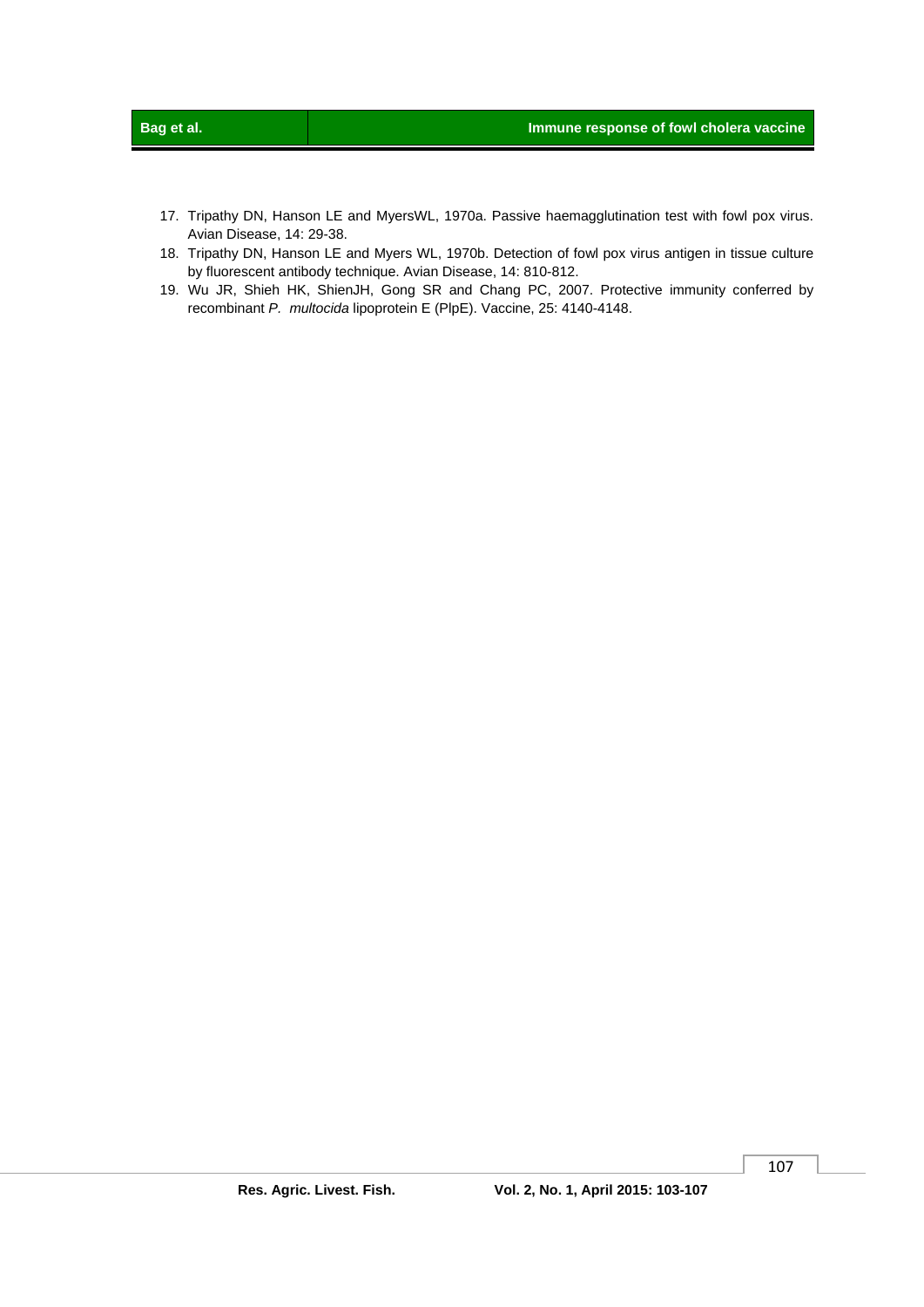17. Tripathy DN, Hanson LE and MyersWL, 1970a. Passive haemagglutination test with fowl pox virus. Avian Disease, 14: 29-38.
18. Tripathy DN, Hanson LE and Myers WL, 1970b. Detection of fowl pox virus antigen in tissue culture by fluorescent antibody technique. Avian Disease, 14: 810-812.
19. Wu JR, Shieh HK, ShienJH, Gong SR and Chang PC, 2007. Protective immunity conferred by recombinant *P. multocida* lipoprotein E (PlpE). Vaccine, 25: 4140-4148.